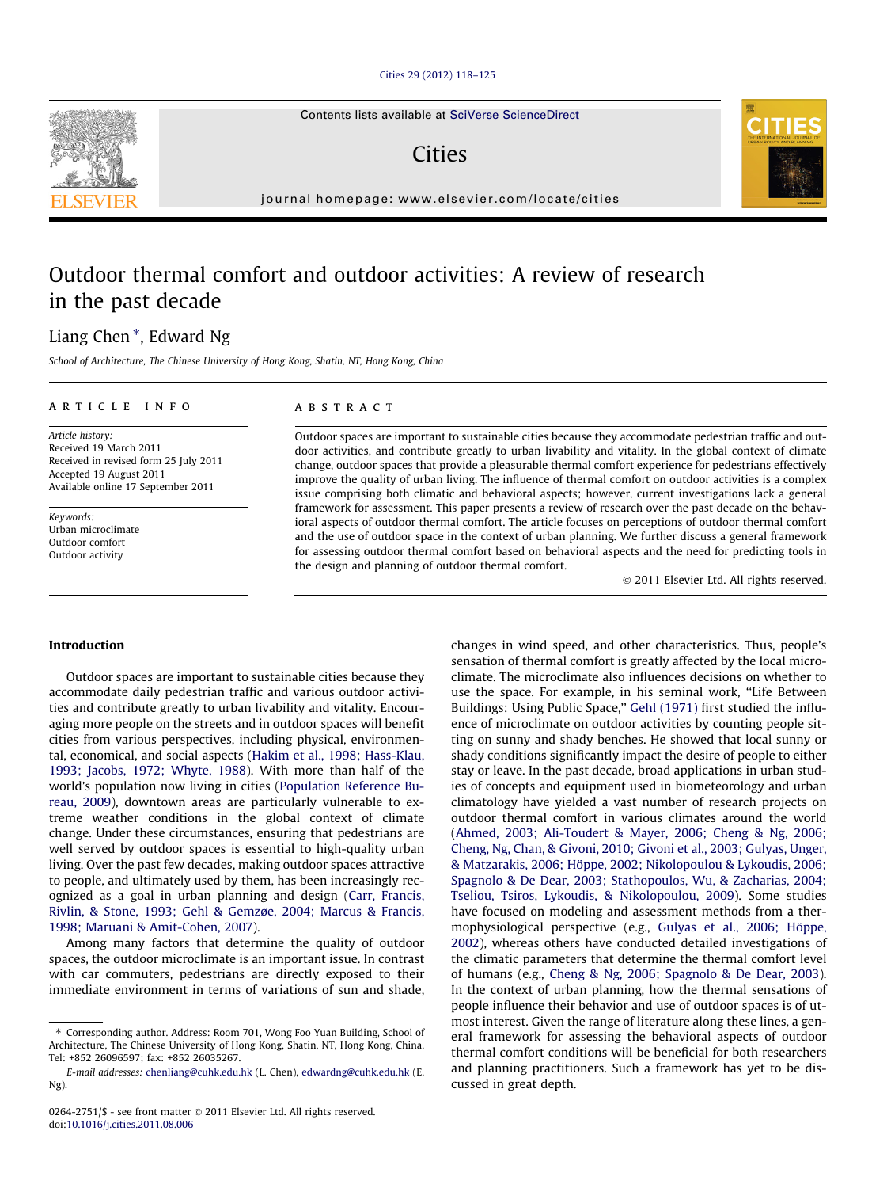# Outdoor thermal comfort and outdoor activities: A review of research in the past decade

Liang Chen *, Edward Ng

*School of Architecture, The Chinese University of Hong Kong, Shatin, NT, Hong Kong, China*

**ARTICLE INFO**

*Article history:*
Received 19 March 2011
Received in revised form 25 July 2011
Accepted 19 August 2011
Available online 17 September 2011

*Keywords:*
Urban microclimate
Outdoor comfort
Outdoor activity

**ABSTRACT**

Outdoor spaces are important to sustainable cities because they accommodate pedestrian traffic and outdoor activities, and contribute greatly to urban livability and vitality. In the global context of climate change, outdoor spaces that provide a pleasurable thermal comfort experience for pedestrians effectively improve the quality of urban living. The influence of thermal comfort on outdoor activities is a complex issue comprising both climatic and behavioral aspects; however, current investigations lack a general framework for assessment. This paper presents a review of research over the past decade on the behavioral aspects of outdoor thermal comfort. The article focuses on perceptions of outdoor thermal comfort and the use of outdoor space in the context of urban planning. We further discuss a general framework for assessing outdoor thermal comfort based on behavioral aspects and the need for predicting tools in the design and planning of outdoor thermal comfort.

© 2011 Elsevier Ltd. All rights reserved.

## Introduction

Outdoor spaces are important to sustainable cities because they accommodate daily pedestrian traffic and various outdoor activities and contribute greatly to urban livability and vitality. Encouraging more people on the streets and in outdoor spaces will benefit cities from various perspectives, including physical, environmental, economical, and social aspects (Hakim et al., 1998; Hass-Klau, 1993; Jacobs, 1972; Whyte, 1988). With more than half of the world's population now living in cities (Population Reference Bureau, 2009), downtown areas are particularly vulnerable to extreme weather conditions in the global context of climate change. Under these circumstances, ensuring that pedestrians are well served by outdoor spaces is essential to high-quality urban living. Over the past few decades, making outdoor spaces attractive to people, and ultimately used by them, has been increasingly recognized as a goal in urban planning and design (Carr, Francis, Rivlin, & Stone, 1993; Gehl & Gemzøe, 2004; Marcus & Francis, 1998; Maruani & Amit-Cohen, 2007).

Among many factors that determine the quality of outdoor spaces, the outdoor microclimate is an important issue. In contrast with car commuters, pedestrians are directly exposed to their immediate environment in terms of variations of sun and shade, changes in wind speed, and other characteristics. Thus, people's sensation of thermal comfort is greatly affected by the local microclimate. The microclimate also influences decisions on whether to use the space. For example, in his seminal work, ''Life Between Buildings: Using Public Space,'' Gehl (1971) first studied the influence of microclimate on outdoor activities by counting people sitting on sunny and shady benches. He showed that local sunny or shady conditions significantly impact the desire of people to either stay or leave. In the past decade, broad applications in urban studies of concepts and equipment used in biometeorology and urban climatology have yielded a vast number of research projects on outdoor thermal comfort in various climates around the world (Ahmed, 2003; Ali-Toudert & Mayer, 2006; Cheng & Ng, 2006; Cheng, Ng, Chan, & Givoni, 2010; Givoni et al., 2003; Gulyas, Unger, & Matzarakis, 2006; Höppe, 2002; Nikolopoulou & Lykoudis, 2006; Spagnolo & De Dear, 2003; Stathopoulos, Wu, & Zacharias, 2004; Tseliou, Tsiros, Lykoudis, & Nikolopoulou, 2009). Some studies have focused on modeling and assessment methods from a thermophysiological perspective (e.g., Gulyas et al., 2006; Höppe, 2002), whereas others have conducted detailed investigations of the climatic parameters that determine the thermal comfort level of humans (e.g., Cheng & Ng, 2006; Spagnolo & De Dear, 2003). In the context of urban planning, how the thermal sensations of people influence their behavior and use of outdoor spaces is of utmost interest. Given the range of literature along these lines, a general framework for assessing the behavioral aspects of outdoor thermal comfort conditions will be beneficial for both researchers and planning practitioners. Such a framework has yet to be discussed in great depth.

* Corresponding author. Address: Room 701, Wong Foo Yuan Building, School of Architecture, The Chinese University of Hong Kong, Shatin, NT, Hong Kong, China. Tel: +852 26096597; fax: +852 26035267.

*E-mail addresses:* chenliang@cuhk.edu.hk (L. Chen), edwardng@cuhk.edu.hk (E. Ng).

0264-2751/$ - see front matter © 2011 Elsevier Ltd. All rights reserved.
doi:10.1016/j.cities.2011.08.006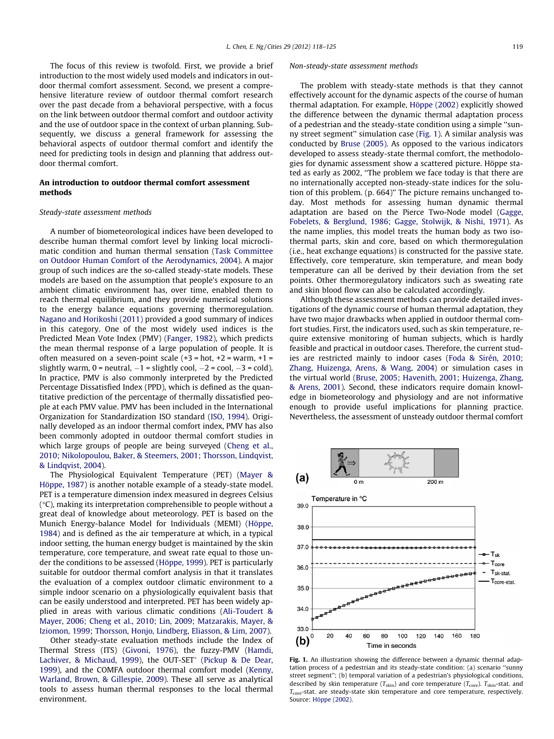The focus of this review is twofold. First, we provide a brief introduction to the most widely used models and indicators in outdoor thermal comfort assessment. Second, we present a comprehensive literature review of outdoor thermal comfort research over the past decade from a behavioral perspective, with a focus on the link between outdoor thermal comfort and outdoor activity and the use of outdoor space in the context of urban planning. Subsequently, we discuss a general framework for assessing the behavioral aspects of outdoor thermal comfort and identify the need for predicting tools in design and planning that address outdoor thermal comfort.

## An introduction to outdoor thermal comfort assessment methods

### *Steady-state assessment methods*

A number of biometeorological indices have been developed to describe human thermal comfort level by linking local microclimatic condition and human thermal sensation (Task Committee on Outdoor Human Comfort of the Aerodynamics, 2004). A major group of such indices are the so-called steady-state models. These models are based on the assumption that people's exposure to an ambient climatic environment has, over time, enabled them to reach thermal equilibrium, and they provide numerical solutions to the energy balance equations governing thermoregulation. Nagano and Horikoshi (2011) provided a good summary of indices in this category. One of the most widely used indices is the Predicted Mean Vote Index (PMV) (Fanger, 1982), which predicts the mean thermal response of a large population of people. It is often measured on a seven-point scale (+3 = hot, +2 = warm, +1 = slightly warm, 0 = neutral, −1 = slightly cool, −2 = cool, −3 = cold). In practice, PMV is also commonly interpreted by the Predicted Percentage Dissatisfied Index (PPD), which is defined as the quantitative prediction of the percentage of thermally dissatisfied people at each PMV value. PMV has been included in the International Organization for Standardization ISO standard (ISO, 1994). Originally developed as an indoor thermal comfort index, PMV has also been commonly adopted in outdoor thermal comfort studies in which large groups of people are being surveyed (Cheng et al., 2010; Nikolopoulou, Baker, & Steemers, 2001; Thorsson, Lindqvist, & Lindqvist, 2004).

The Physiological Equivalent Temperature (PET) (Mayer & Höppe, 1987) is another notable example of a steady-state model. PET is a temperature dimension index measured in degrees Celsius (°C), making its interpretation comprehensible to people without a great deal of knowledge about meteorology. PET is based on the Munich Energy-balance Model for Individuals (MEMI) (Höppe, 1984) and is defined as the air temperature at which, in a typical indoor setting, the human energy budget is maintained by the skin temperature, core temperature, and sweat rate equal to those under the conditions to be assessed (Höppe, 1999). PET is particularly suitable for outdoor thermal comfort analysis in that it translates the evaluation of a complex outdoor climatic environment to a simple indoor scenario on a physiologically equivalent basis that can be easily understood and interpreted. PET has been widely applied in areas with various climatic conditions (Ali-Toudert & Mayer, 2006; Cheng et al., 2010; Lin, 2009; Matzarakis, Mayer, & Iziomon, 1999; Thorsson, Honjo, Lindberg, Eliasson, & Lim, 2007).

Other steady-state evaluation methods include the Index of Thermal Stress (ITS) (Givoni, 1976), the fuzzy-PMV (Hamdi, Lachiver, & Michaud, 1999), the OUT-SET* (Pickup & De Dear, 1999), and the COMFA outdoor thermal comfort model (Kenny, Warland, Brown, & Gillespie, 2009). These all serve as analytical tools to assess human thermal responses to the local thermal environment.

### *Non-steady-state assessment methods*

The problem with steady-state methods is that they cannot effectively account for the dynamic aspects of the course of human thermal adaptation. For example, Höppe (2002) explicitly showed the difference between the dynamic thermal adaptation process of a pedestrian and the steady-state condition using a simple "sunny street segment" simulation case (Fig. 1). A similar analysis was conducted by Bruse (2005). As opposed to the various indicators developed to assess steady-state thermal comfort, the methodologies for dynamic assessment show a scattered picture. Höppe stated as early as 2002, "The problem we face today is that there are no internationally accepted non-steady-state indices for the solution of this problem. (p. 664)" The picture remains unchanged today. Most methods for assessing human dynamic thermal adaptation are based on the Pierce Two-Node model (Gagge, Fobelets, & Berglund, 1986; Gagge, Stolwijk, & Nishi, 1971). As the name implies, this model treats the human body as two isothermal parts, skin and core, based on which thermoregulation (i.e., heat exchange equations) is constructed for the passive state. Effectively, core temperature, skin temperature, and mean body temperature can all be derived by their deviation from the set points. Other thermoregulatory indicators such as sweating rate and skin blood flow can also be calculated accordingly.

Although these assessment methods can provide detailed investigations of the dynamic course of human thermal adaptation, they have two major drawbacks when applied in outdoor thermal comfort studies. First, the indicators used, such as skin temperature, require extensive monitoring of human subjects, which is hardly feasible and practical in outdoor cases. Therefore, the current studies are restricted mainly to indoor cases (Foda & Sirén, 2010; Zhang, Huizenga, Arens, & Wang, 2004) or simulation cases in the virtual world (Bruse, 2005; Havenith, 2001; Huizenga, Zhang, & Arens, 2001). Second, these indicators require domain knowledge in biometeorology and physiology and are not informative enough to provide useful implications for planning practice. Nevertheless, the assessment of unsteady outdoor thermal comfort

Fig. 1. An illustration showing the difference between a dynamic thermal adaptation process of a pedestrian and its steady-state condition: (a) scenario "sunny street segment"; (b) temporal variation of a pedestrian's physiological conditions, described by skin temperature ($T_{skin}$) and core temperature ($T_{core}$). $T_{skin}$-stat. and $T_{core}$-stat. are steady-state skin temperature and core temperature, respectively. Source: Höppe (2002).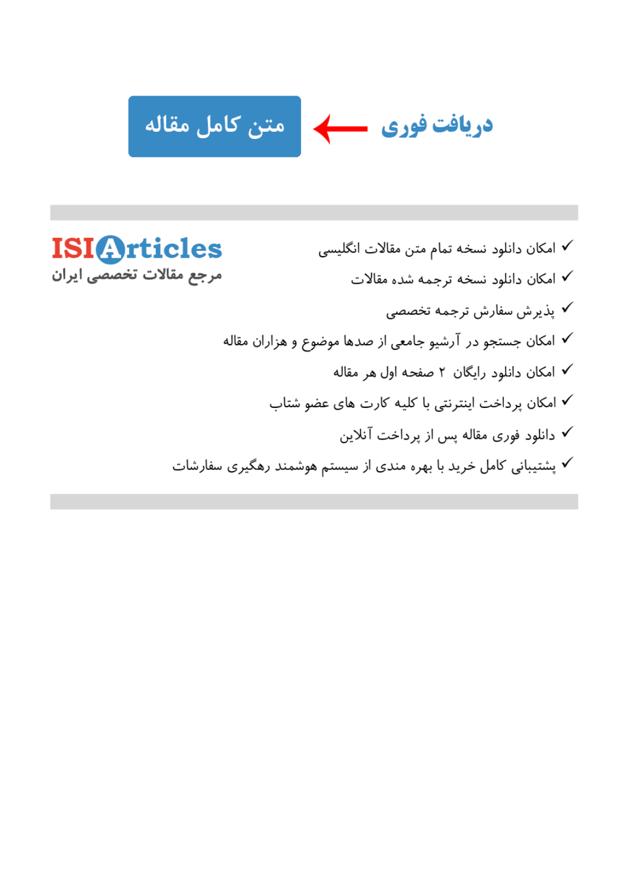متن کامل مقاله ← دریافت فوری

ISIArticles
مرجع مقالات تخصصی ایران

- ✓ امکان دانلود نسخه تمام متن مقالات انگلیسی
- ✓ امکان دانلود نسخه ترجمه شده مقالات
- ✓ پذیرش سفارش ترجمه تخصصی
- ✓ امکان جستجو در آرشیو جامعی از صدها موضوع و هزاران مقاله
- ✓ امکان دانلود رایگان ۲ صفحه اول هر مقاله
- ✓ امکان پرداخت اینترنتی با کلیه کارت های عضو شتاب
- ✓ دانلود فوری مقاله پس از پرداخت آنلاین
- ✓ پشتیبانی کامل خرید با بهره مندی از سیستم هوشمند رهگیری سفارشات